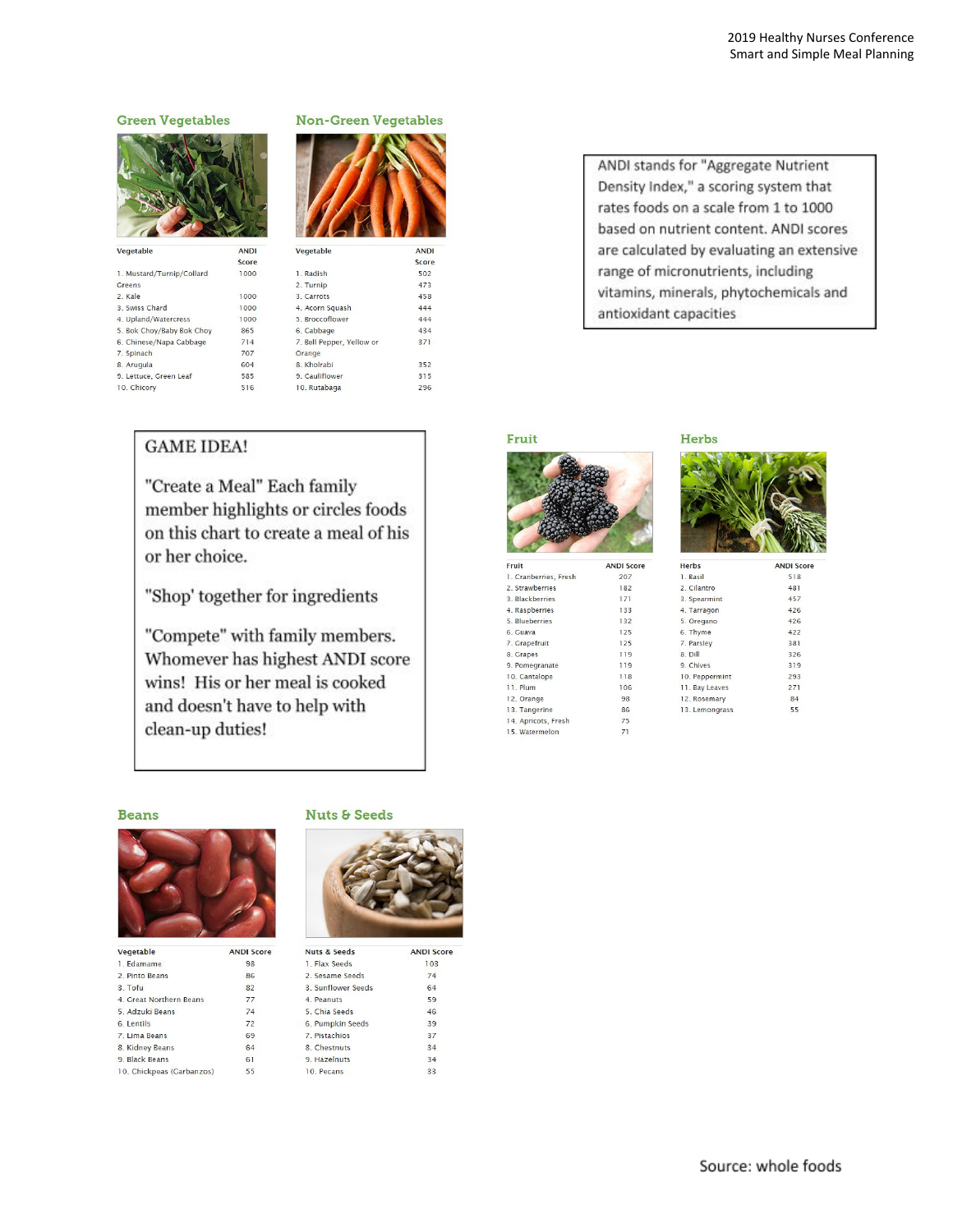## Green Vegetables

| Vegetable | ANDI Score |
|---|---|
| 1. Mustard/Turnip/Collard Greens | 1000 |
| 2. Kale | 1000 |
| 3. Swiss Chard | 1000 |
| 4. Upland/Watercress | 1000 |
| 5. Bok Choy/Baby Bok Choy | 865 |
| 6. Chinese/Napa Cabbage | 714 |
| 7. Spinach | 707 |
| 8. Arugula | 604 |
| 9. Lettuce, Green Leaf | 585 |
| 10. Chicory | 516 |

## Non-Green Vegetables

| Vegetable | ANDI Score |
|---|---|
| 1. Radish | 502 |
| 2. Turnip | 473 |
| 3. Carrots | 458 |
| 4. Acorn Squash | 444 |
| 5. Broccoflower | 444 |
| 6. Cabbage | 434 |
| 7. Bell Pepper, Yellow or Orange | 371 |
| 8. Kholrabi | 352 |
| 9. Cauliflower | 315 |
| 10. Rutabaga | 296 |

ANDI stands for "Aggregate Nutrient Density Index," a scoring system that rates foods on a scale from 1 to 1000 based on nutrient content. ANDI scores are calculated by evaluating an extensive range of micronutrients, including vitamins, minerals, phytochemicals and antioxidant capacities

### GAME IDEA!

"Create a Meal" Each family member highlights or circles foods on this chart to create a meal of his or her choice.

"Shop' together for ingredients

"Compete" with family members. Whomever has highest ANDI score wins! His or her meal is cooked and doesn't have to help with clean-up duties!

## Fruit

| Fruit | ANDI Score |
|---|---|
| 1. Cranberries, Fresh | 207 |
| 2. Strawberries | 182 |
| 3. Blackberries | 171 |
| 4. Raspberries | 133 |
| 5. Blueberries | 132 |
| 6. Guava | 125 |
| 7. Grapefruit | 125 |
| 8. Grapes | 119 |
| 9. Pomegranate | 119 |
| 10. Cantalope | 118 |
| 11. Plum | 106 |
| 12. Orange | 98 |
| 13. Tangerine | 86 |
| 14. Apricots, Fresh | 75 |
| 15. Watermelon | 71 |

## Herbs

| Herbs | ANDI Score |
|---|---|
| 1. Basil | 518 |
| 2. Cilantro | 481 |
| 3. Spearmint | 457 |
| 4. Tarragon | 426 |
| 5. Oregano | 426 |
| 6. Thyme | 422 |
| 7. Parsley | 381 |
| 8. Dill | 326 |
| 9. Chives | 319 |
| 10. Peppermint | 293 |
| 11. Bay Leaves | 271 |
| 12. Rosemary | 84 |
| 13. Lemongrass | 55 |

## Beans

| Vegetable | ANDI Score |
|---|---|
| 1. Edamame | 98 |
| 2. Pinto Beans | 86 |
| 3. Tofu | 82 |
| 4. Great Northern Beans | 77 |
| 5. Adzuki Beans | 74 |
| 6. Lentils | 72 |
| 7. Lima Beans | 69 |
| 8. Kidney Beans | 64 |
| 9. Black Beans | 61 |
| 10. Chickpeas (Carbanzos) | 55 |

## Nuts & Seeds

| Nuts & Seeds | ANDI Score |
|---|---|
| 1. Flax Seeds | 103 |
| 2. Sesame Seeds | 74 |
| 3. Sunflower Seeds | 64 |
| 4. Peanuts | 59 |
| 5. Chia Seeds | 46 |
| 6. Pumpkin Seeds | 39 |
| 7. Pistachios | 37 |
| 8. Chestnuts | 34 |
| 9. Hazelnuts | 34 |
| 10. Pecans | 33 |

Source: whole foods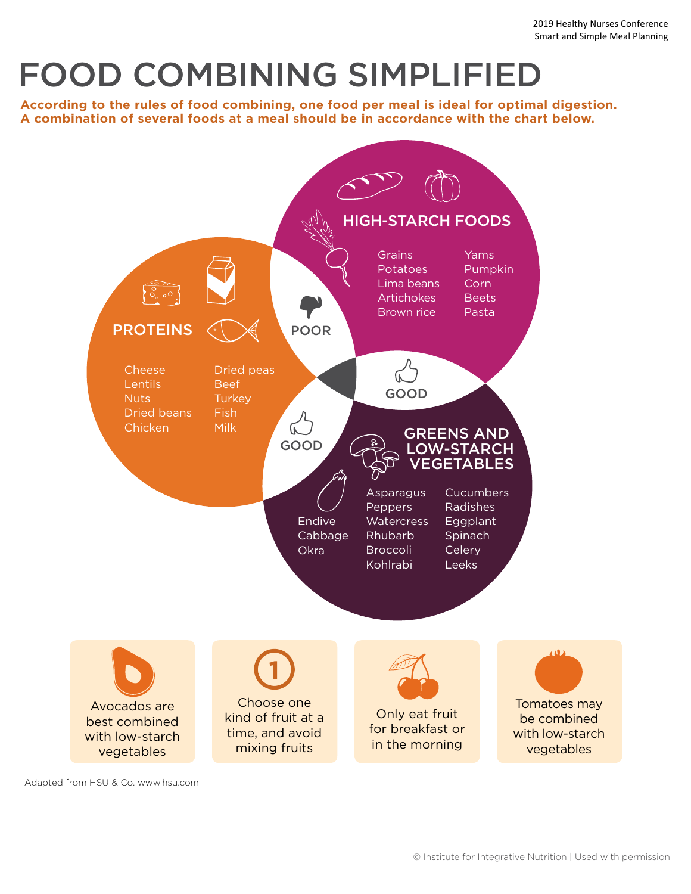2019 Healthy Nurses Conference
Smart and Simple Meal Planning

# FOOD COMBINING SIMPLIFIED

**According to the rules of food combining, one food per meal is ideal for optimal digestion. A combination of several foods at a meal should be in accordance with the chart below.**

## HIGH-STARCH FOODS

- Grains
- Potatoes
- Lima beans
- Artichokes
- Brown rice
- Yams
- Pumpkin
- Corn
- Beets
- Pasta

## PROTEINS

- Cheese
- Lentils
- Nuts
- Dried beans
- Chicken
- Dried peas
- Beef
- Turkey
- Fish
- Milk

## GREENS AND LOW-STARCH VEGETABLES

- Endive
- Cabbage
- Okra
- Asparagus
- Peppers
- Watercress
- Rhubarb
- Broccoli
- Kohlrabi
- Cucumbers
- Radishes
- Eggplant
- Spinach
- Celery
- Leeks

Proteins + High-Starch Foods: POOR

High-Starch Foods + Greens and Low-Starch Vegetables: GOOD

Proteins + Greens and Low-Starch Vegetables: GOOD

---

- Avocados are best combined with low-starch vegetables
- Choose one kind of fruit at a time, and avoid mixing fruits
- Only eat fruit for breakfast or in the morning
- Tomatoes may be combined with low-starch vegetables

Adapted from HSU & Co. www.hsu.com

© Institute for Integrative Nutrition | Used with permission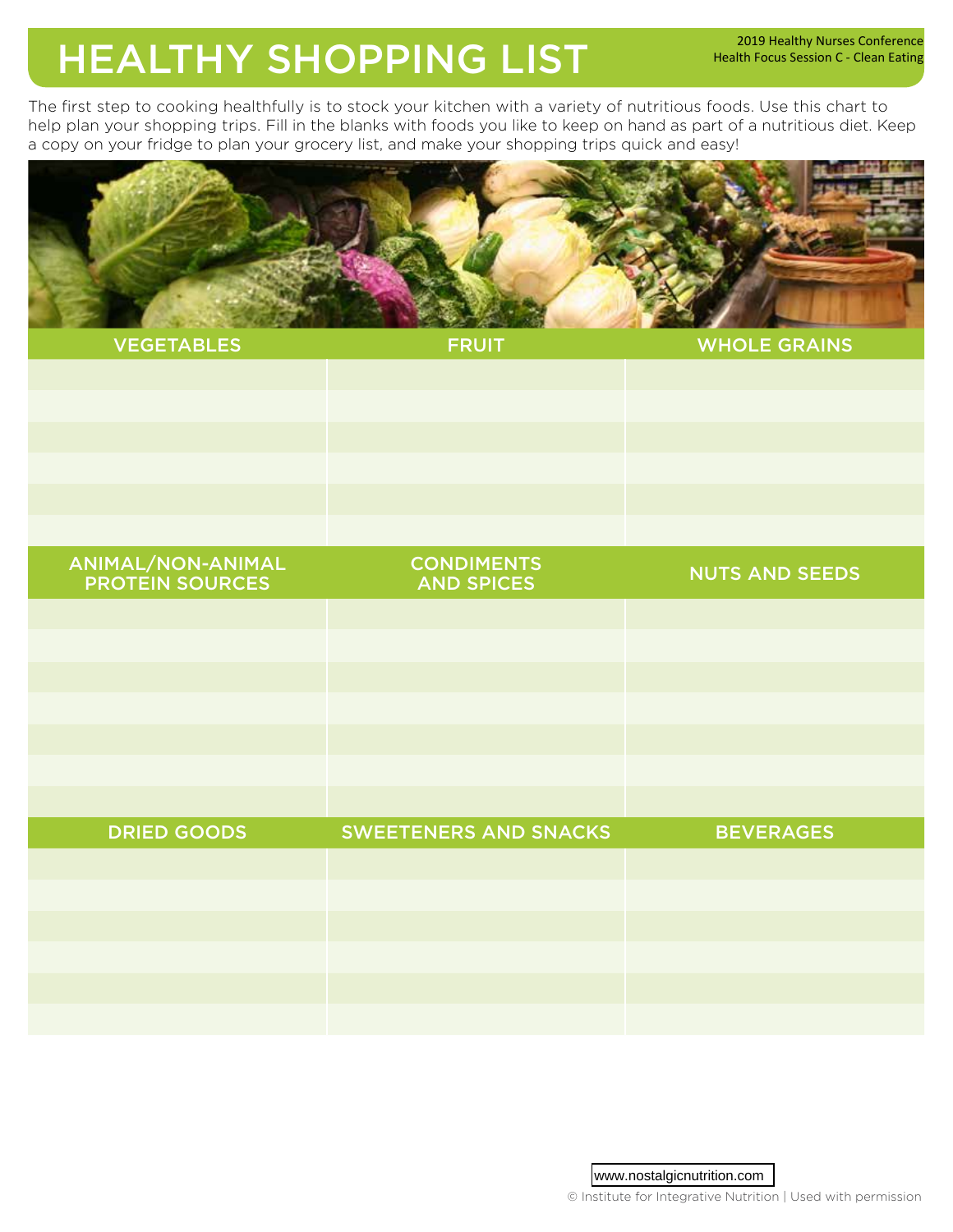# HEALTHY SHOPPING LIST

2019 Healthy Nurses Conference
Health Focus Session C - Clean Eating

The first step to cooking healthfully is to stock your kitchen with a variety of nutritious foods. Use this chart to help plan your shopping trips. Fill in the blanks with foods you like to keep on hand as part of a nutritious diet. Keep a copy on your fridge to plan your grocery list, and make your shopping trips quick and easy!

| VEGETABLES | FRUIT | WHOLE GRAINS |
|---|---|---|
| | | |
| | | |
| | | |
| | | |
| | | |
| | | |

| ANIMAL/NON-ANIMAL PROTEIN SOURCES | CONDIMENTS AND SPICES | NUTS AND SEEDS |
|---|---|---|
| | | |
| | | |
| | | |
| | | |
| | | |
| | | |
| | | |

| DRIED GOODS | SWEETENERS AND SNACKS | BEVERAGES |
|---|---|---|
| | | |
| | | |
| | | |
| | | |
| | | |
| | | |

www.nostalgicnutrition.com

© Institute for Integrative Nutrition | Used with permission